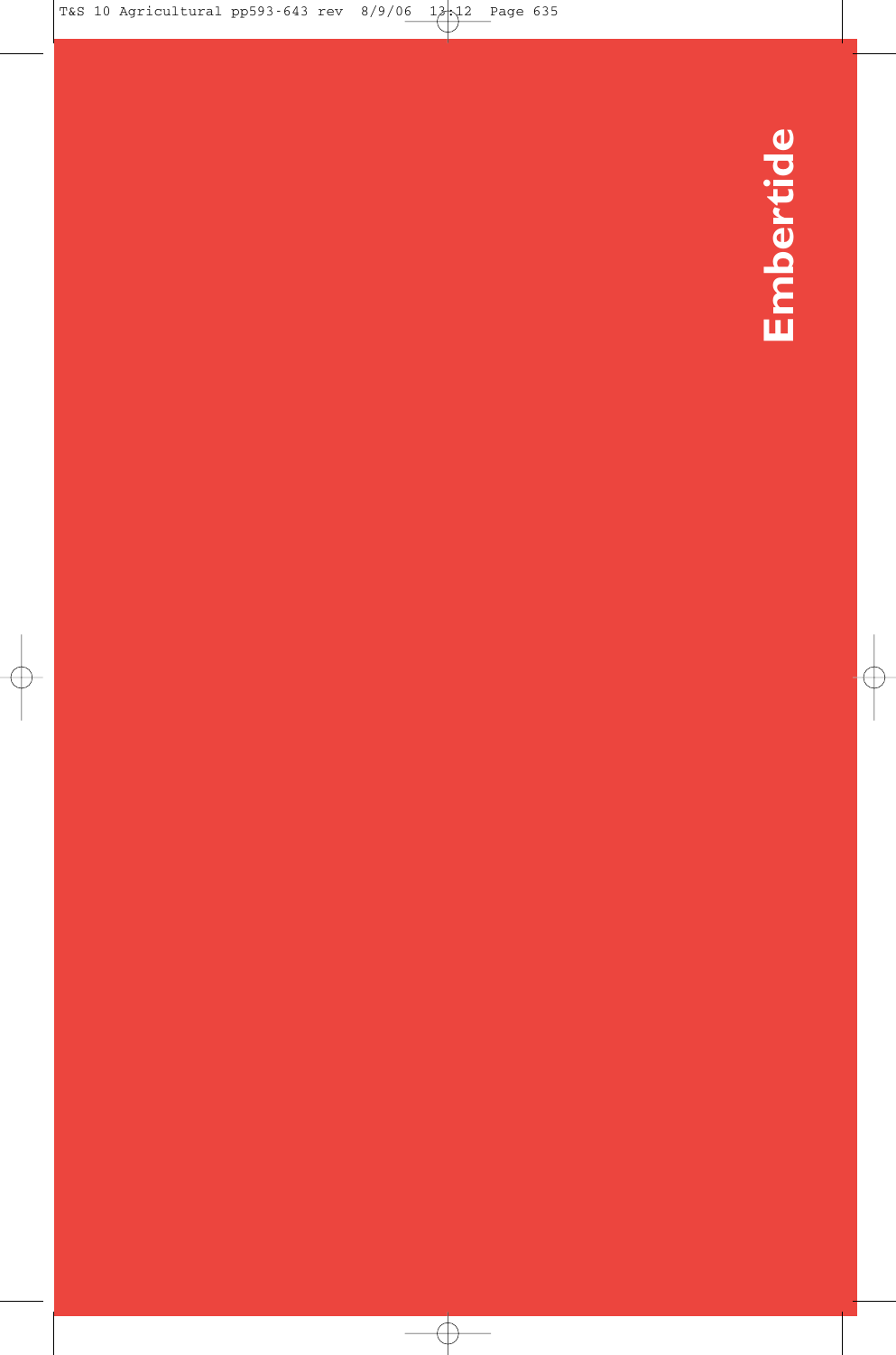# Embertide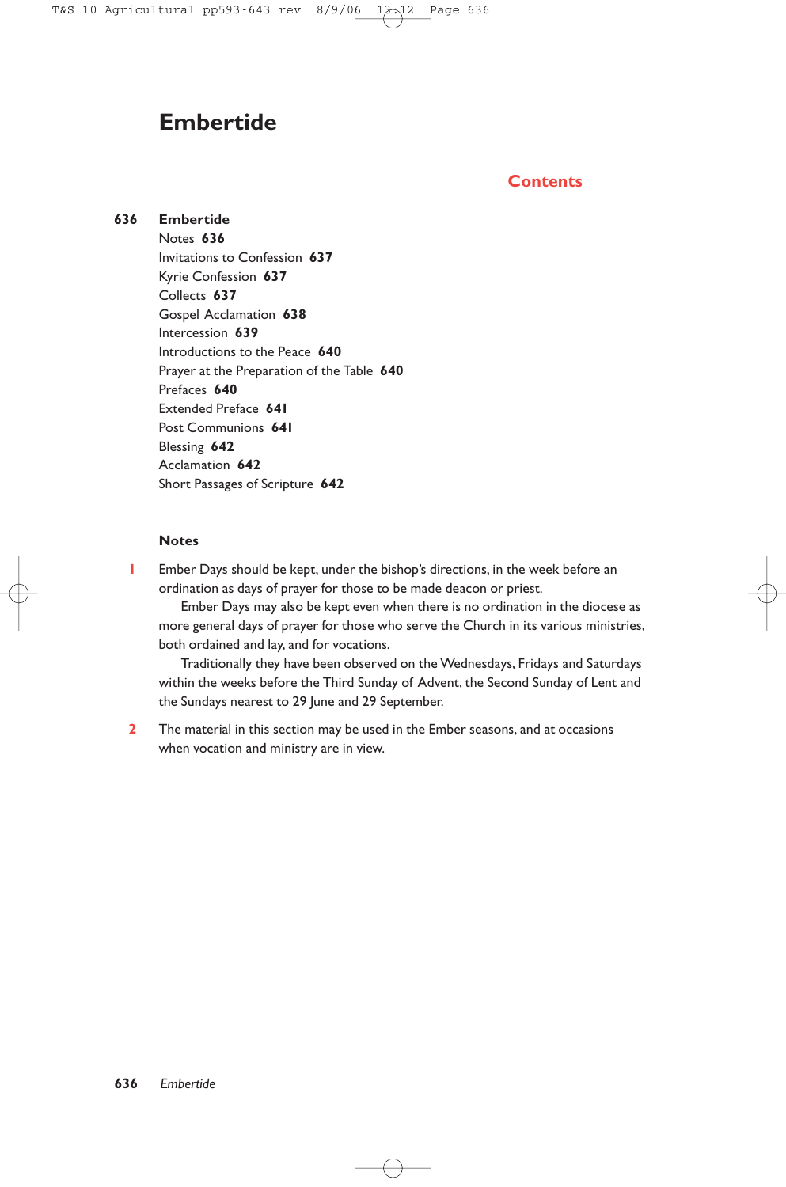# Embertide

## Contents

**636 Embertide**
- Notes **636**
- Invitations to Confession **637**
- Kyrie Confession **637**
- Collects **637**
- Gospel Acclamation **638**
- Intercession **639**
- Introductions to the Peace **640**
- Prayer at the Preparation of the Table **640**
- Prefaces **640**
- Extended Preface **641**
- Post Communions **641**
- Blessing **642**
- Acclamation **642**
- Short Passages of Scripture **642**

### Notes

**1** Ember Days should be kept, under the bishop's directions, in the week before an ordination as days of prayer for those to be made deacon or priest.

Ember Days may also be kept even when there is no ordination in the diocese as more general days of prayer for those who serve the Church in its various ministries, both ordained and lay, and for vocations.

Traditionally they have been observed on the Wednesdays, Fridays and Saturdays within the weeks before the Third Sunday of Advent, the Second Sunday of Lent and the Sundays nearest to 29 June and 29 September.

**2** The material in this section may be used in the Ember seasons, and at occasions when vocation and ministry are in view.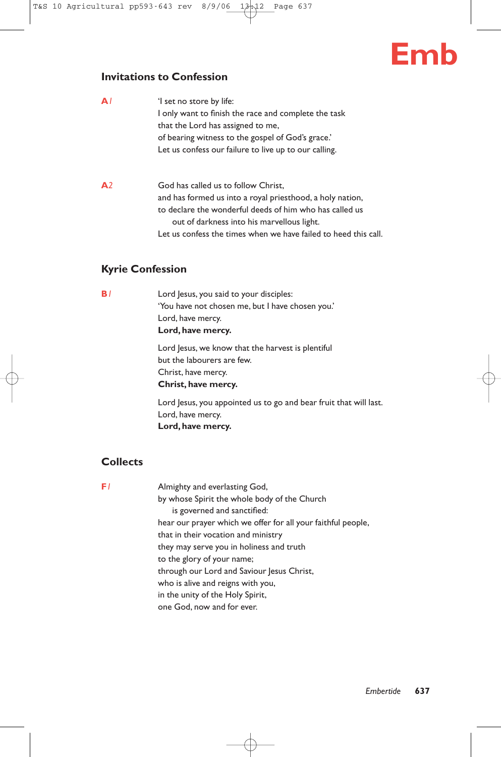# Emb

## Invitations to Confession

**A***1*

'I set no store by life:
I only want to finish the race and complete the task
that the Lord has assigned to me,
of bearing witness to the gospel of God's grace.'
Let us confess our failure to live up to our calling.

**A**2

God has called us to follow Christ,
and has formed us into a royal priesthood, a holy nation,
to declare the wonderful deeds of him who has called us
out of darkness into his marvellous light.
Let us confess the times when we have failed to heed this call.

## Kyrie Confession

**B***1*

Lord Jesus, you said to your disciples:
'You have not chosen me, but I have chosen you.'
Lord, have mercy.
**Lord, have mercy.**

Lord Jesus, we know that the harvest is plentiful
but the labourers are few.
Christ, have mercy.
**Christ, have mercy.**

Lord Jesus, you appointed us to go and bear fruit that will last.
Lord, have mercy.
**Lord, have mercy.**

## Collects

**F***1*

Almighty and everlasting God,
by whose Spirit the whole body of the Church
is governed and sanctified:
hear our prayer which we offer for all your faithful people,
that in their vocation and ministry
they may serve you in holiness and truth
to the glory of your name;
through our Lord and Saviour Jesus Christ,
who is alive and reigns with you,
in the unity of the Holy Spirit,
one God, now and for ever.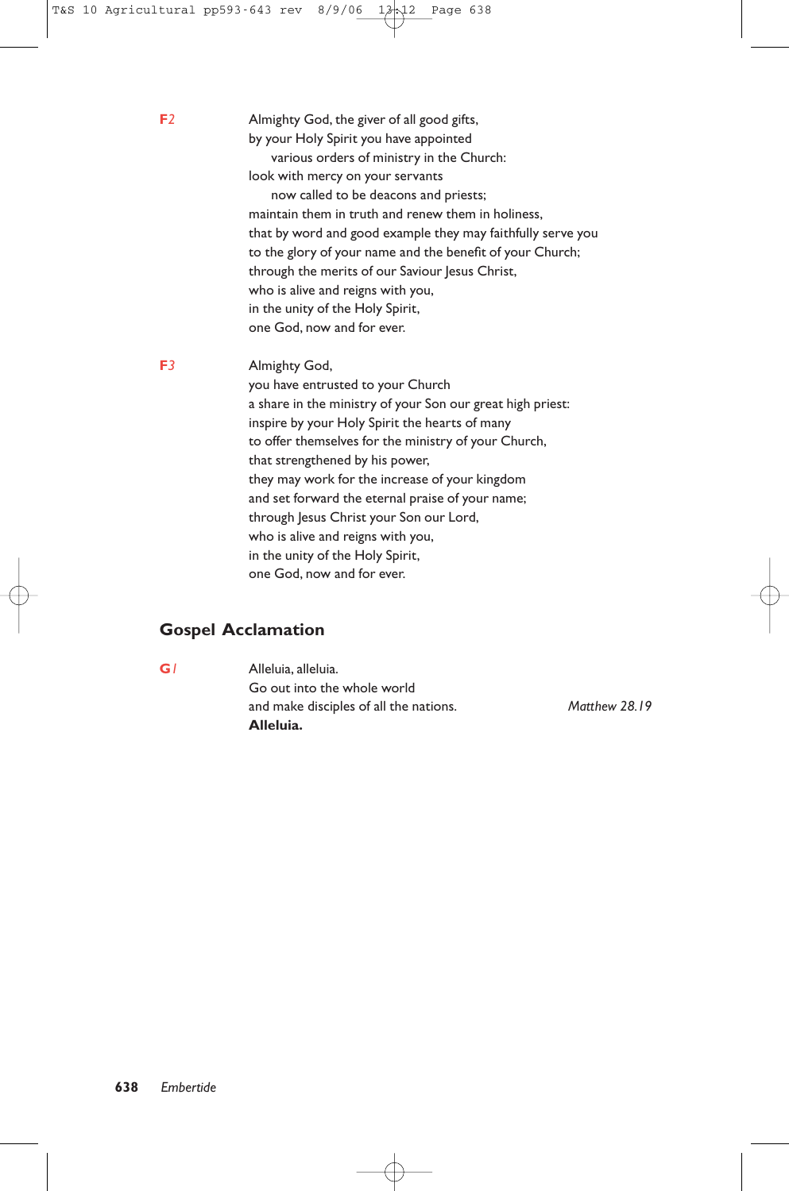**F2**

Almighty God, the giver of all good gifts,
by your Holy Spirit you have appointed
    various orders of ministry in the Church:
look with mercy on your servants
    now called to be deacons and priests;
maintain them in truth and renew them in holiness,
that by word and good example they may faithfully serve you
to the glory of your name and the benefit of your Church;
through the merits of our Saviour Jesus Christ,
who is alive and reigns with you,
in the unity of the Holy Spirit,
one God, now and for ever.

**F3**

Almighty God,
you have entrusted to your Church
a share in the ministry of your Son our great high priest:
inspire by your Holy Spirit the hearts of many
to offer themselves for the ministry of your Church,
that strengthened by his power,
they may work for the increase of your kingdom
and set forward the eternal praise of your name;
through Jesus Christ your Son our Lord,
who is alive and reigns with you,
in the unity of the Holy Spirit,
one God, now and for ever.

## Gospel Acclamation

**G1**

Alleluia, alleluia.
Go out into the whole world
and make disciples of all the nations. *Matthew 28.19*
**Alleluia.**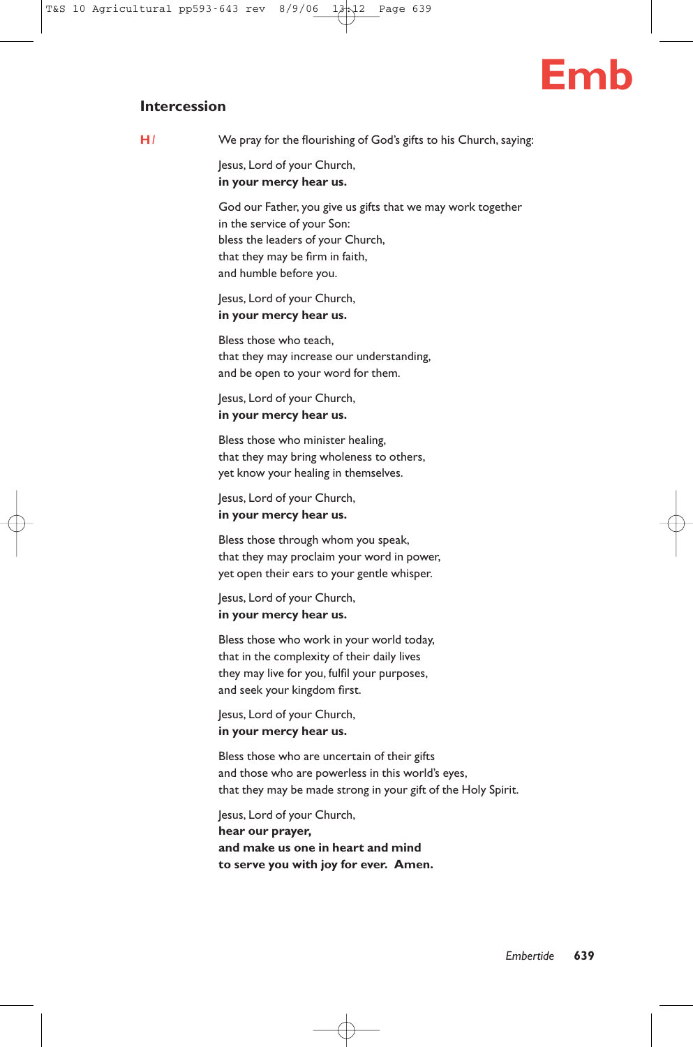## Intercession

**H** *I* We pray for the flourishing of God's gifts to his Church, saying:

Jesus, Lord of your Church,
**in your mercy hear us.**

God our Father, you give us gifts that we may work together
in the service of your Son:
bless the leaders of your Church,
that they may be firm in faith,
and humble before you.

Jesus, Lord of your Church,
**in your mercy hear us.**

Bless those who teach,
that they may increase our understanding,
and be open to your word for them.

Jesus, Lord of your Church,
**in your mercy hear us.**

Bless those who minister healing,
that they may bring wholeness to others,
yet know your healing in themselves.

Jesus, Lord of your Church,
**in your mercy hear us.**

Bless those through whom you speak,
that they may proclaim your word in power,
yet open their ears to your gentle whisper.

Jesus, Lord of your Church,
**in your mercy hear us.**

Bless those who work in your world today,
that in the complexity of their daily lives
they may live for you, fulfil your purposes,
and seek your kingdom first.

Jesus, Lord of your Church,
**in your mercy hear us.**

Bless those who are uncertain of their gifts
and those who are powerless in this world's eyes,
that they may be made strong in your gift of the Holy Spirit.

Jesus, Lord of your Church,
**hear our prayer,**
**and make us one in heart and mind**
**to serve you with joy for ever. Amen.**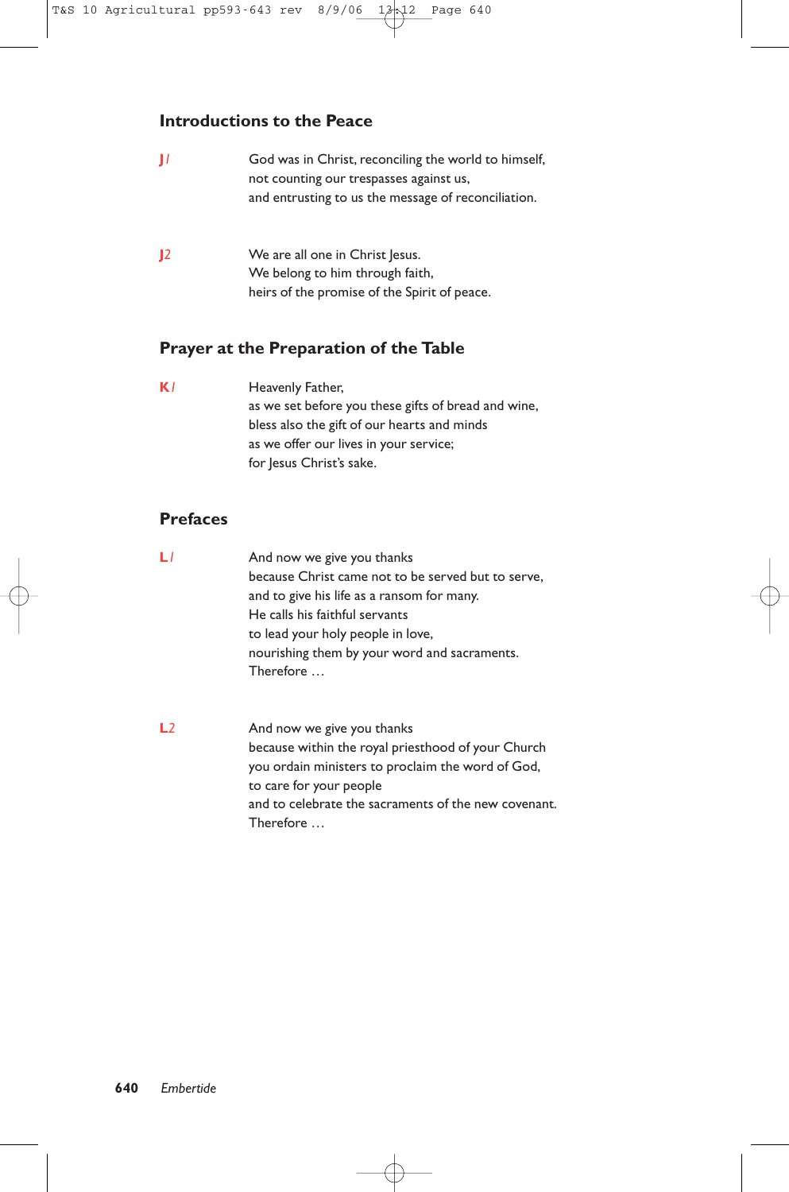## Introductions to the Peace

**J1** God was in Christ, reconciling the world to himself,
not counting our trespasses against us,
and entrusting to us the message of reconciliation.

**J2** We are all one in Christ Jesus.
We belong to him through faith,
heirs of the promise of the Spirit of peace.

## Prayer at the Preparation of the Table

**K1** Heavenly Father,
as we set before you these gifts of bread and wine,
bless also the gift of our hearts and minds
as we offer our lives in your service;
for Jesus Christ's sake.

## Prefaces

**L1** And now we give you thanks
because Christ came not to be served but to serve,
and to give his life as a ransom for many.
He calls his faithful servants
to lead your holy people in love,
nourishing them by your word and sacraments.
Therefore …

**L2** And now we give you thanks
because within the royal priesthood of your Church
you ordain ministers to proclaim the word of God,
to care for your people
and to celebrate the sacraments of the new covenant.
Therefore …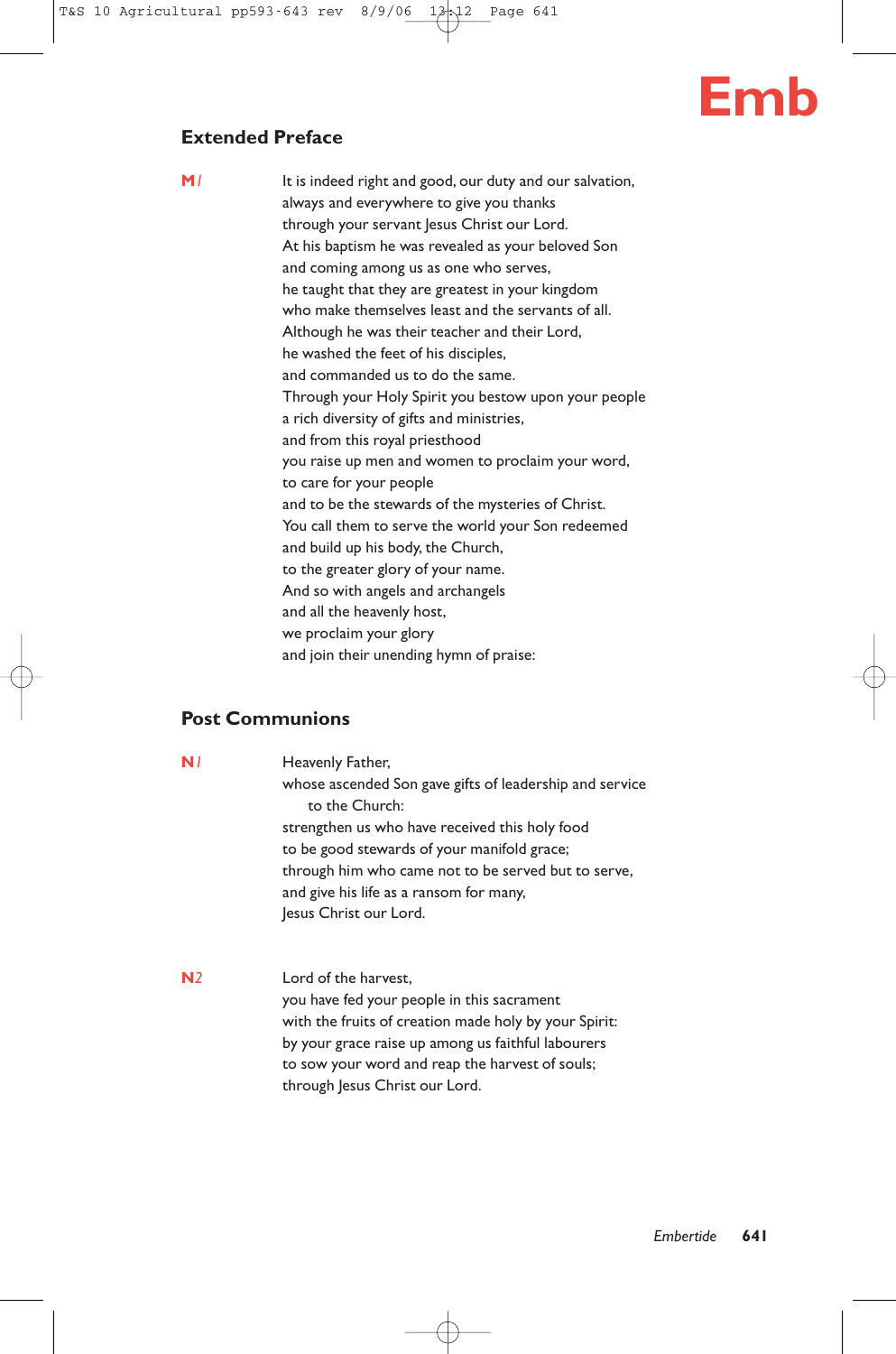## Extended Preface

**M1**

It is indeed right and good, our duty and our salvation,
always and everywhere to give you thanks
through your servant Jesus Christ our Lord.
At his baptism he was revealed as your beloved Son
and coming among us as one who serves,
he taught that they are greatest in your kingdom
who make themselves least and the servants of all.
Although he was their teacher and their Lord,
he washed the feet of his disciples,
and commanded us to do the same.
Through your Holy Spirit you bestow upon your people
a rich diversity of gifts and ministries,
and from this royal priesthood
you raise up men and women to proclaim your word,
to care for your people
and to be the stewards of the mysteries of Christ.
You call them to serve the world your Son redeemed
and build up his body, the Church,
to the greater glory of your name.
And so with angels and archangels
and all the heavenly host,
we proclaim your glory
and join their unending hymn of praise:

## Post Communions

**N1**

Heavenly Father,
whose ascended Son gave gifts of leadership and service
to the Church:
strengthen us who have received this holy food
to be good stewards of your manifold grace;
through him who came not to be served but to serve,
and give his life as a ransom for many,
Jesus Christ our Lord.

**N2**

Lord of the harvest,
you have fed your people in this sacrament
with the fruits of creation made holy by your Spirit:
by your grace raise up among us faithful labourers
to sow your word and reap the harvest of souls;
through Jesus Christ our Lord.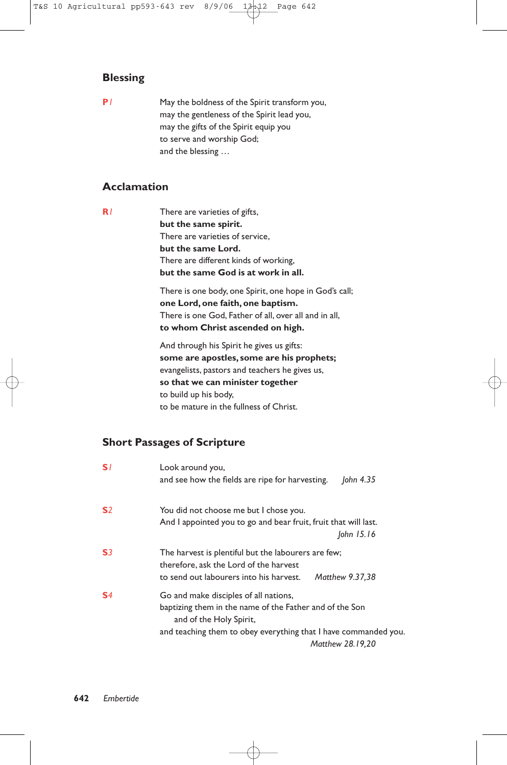## Blessing

**P1**

May the boldness of the Spirit transform you,
may the gentleness of the Spirit lead you,
may the gifts of the Spirit equip you
to serve and worship God;
and the blessing …

## Acclamation

**R1**

There are varieties of gifts,
**but the same spirit.**
There are varieties of service,
**but the same Lord.**
There are different kinds of working,
**but the same God is at work in all.**

There is one body, one Spirit, one hope in God's call;
**one Lord, one faith, one baptism.**
There is one God, Father of all, over all and in all,
**to whom Christ ascended on high.**

And through his Spirit he gives us gifts:
**some are apostles, some are his prophets;**
evangelists, pastors and teachers he gives us,
**so that we can minister together**
to build up his body,
to be mature in the fullness of Christ.

## Short Passages of Scripture

**S1**

Look around you,
and see how the fields are ripe for harvesting. *John 4.35*

**S2**

You did not choose me but I chose you.
And I appointed you to go and bear fruit, fruit that will last.
*John 15.16*

**S3**

The harvest is plentiful but the labourers are few;
therefore, ask the Lord of the harvest
to send out labourers into his harvest. *Matthew 9.37,38*

**S4**

Go and make disciples of all nations,
baptizing them in the name of the Father and of the Son
and of the Holy Spirit,
and teaching them to obey everything that I have commanded you.
*Matthew 28.19,20*